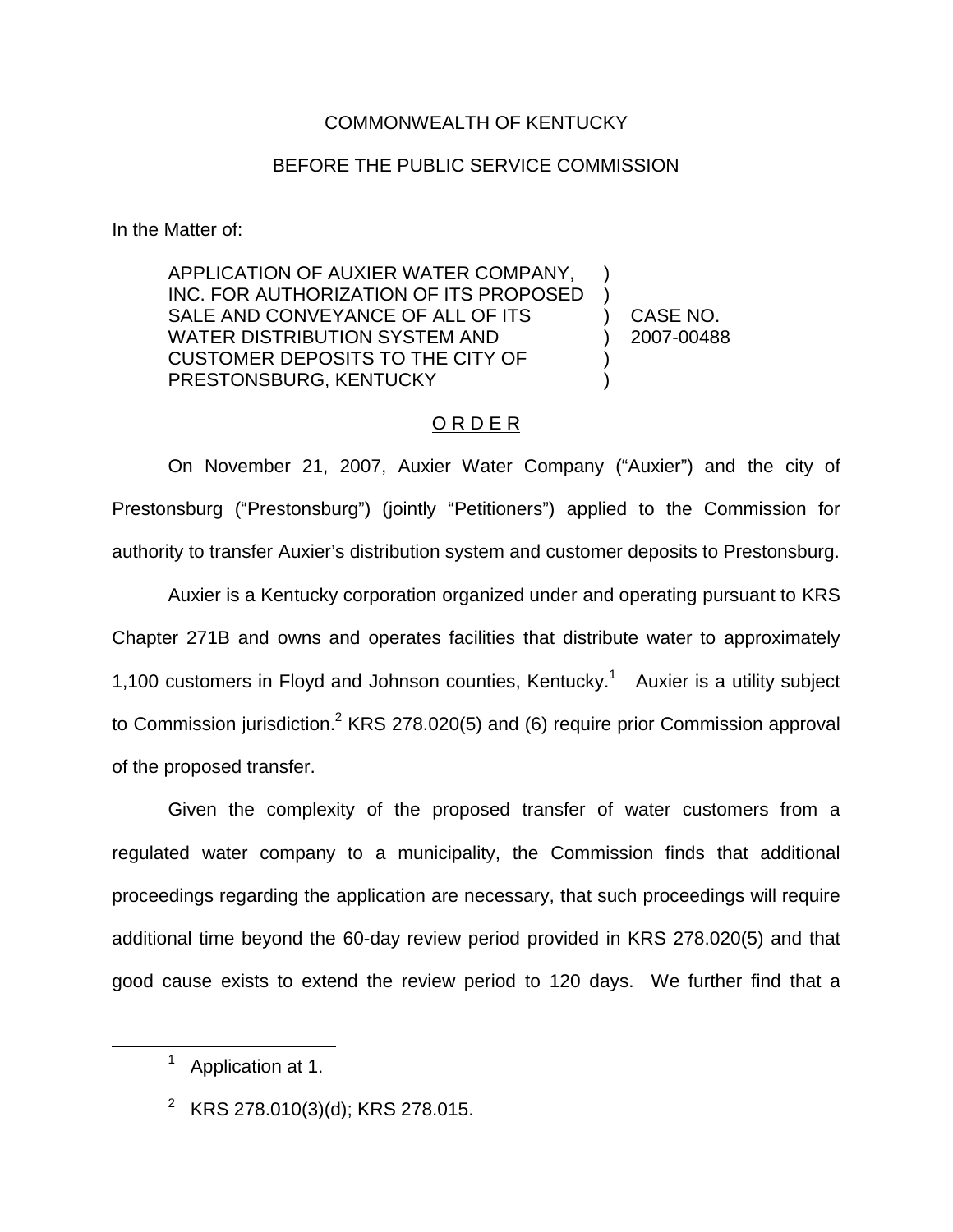COMMONWEALTH OF KENTUCKY

BEFORE THE PUBLIC SERVICE COMMISSION

In the Matter of:

| | | |
|---|---|---|
| APPLICATION OF AUXIER WATER COMPANY, INC. FOR AUTHORIZATION OF ITS PROPOSED SALE AND CONVEYANCE OF ALL OF ITS WATER DISTRIBUTION SYSTEM AND CUSTOMER DEPOSITS TO THE CITY OF PRESTONSBURG, KENTUCKY | ) | CASE NO. 2007-00488 |

## ORDER

On November 21, 2007, Auxier Water Company ("Auxier") and the city of Prestonsburg ("Prestonsburg") (jointly "Petitioners") applied to the Commission for authority to transfer Auxier's distribution system and customer deposits to Prestonsburg.

Auxier is a Kentucky corporation organized under and operating pursuant to KRS Chapter 271B and owns and operates facilities that distribute water to approximately 1,100 customers in Floyd and Johnson counties, Kentucky.[1] Auxier is a utility subject to Commission jurisdiction.[2] KRS 278.020(5) and (6) require prior Commission approval of the proposed transfer.

Given the complexity of the proposed transfer of water customers from a regulated water company to a municipality, the Commission finds that additional proceedings regarding the application are necessary, that such proceedings will require additional time beyond the 60-day review period provided in KRS 278.020(5) and that good cause exists to extend the review period to 120 days. We further find that a

---

[1] Application at 1.

[2] KRS 278.010(3)(d); KRS 278.015.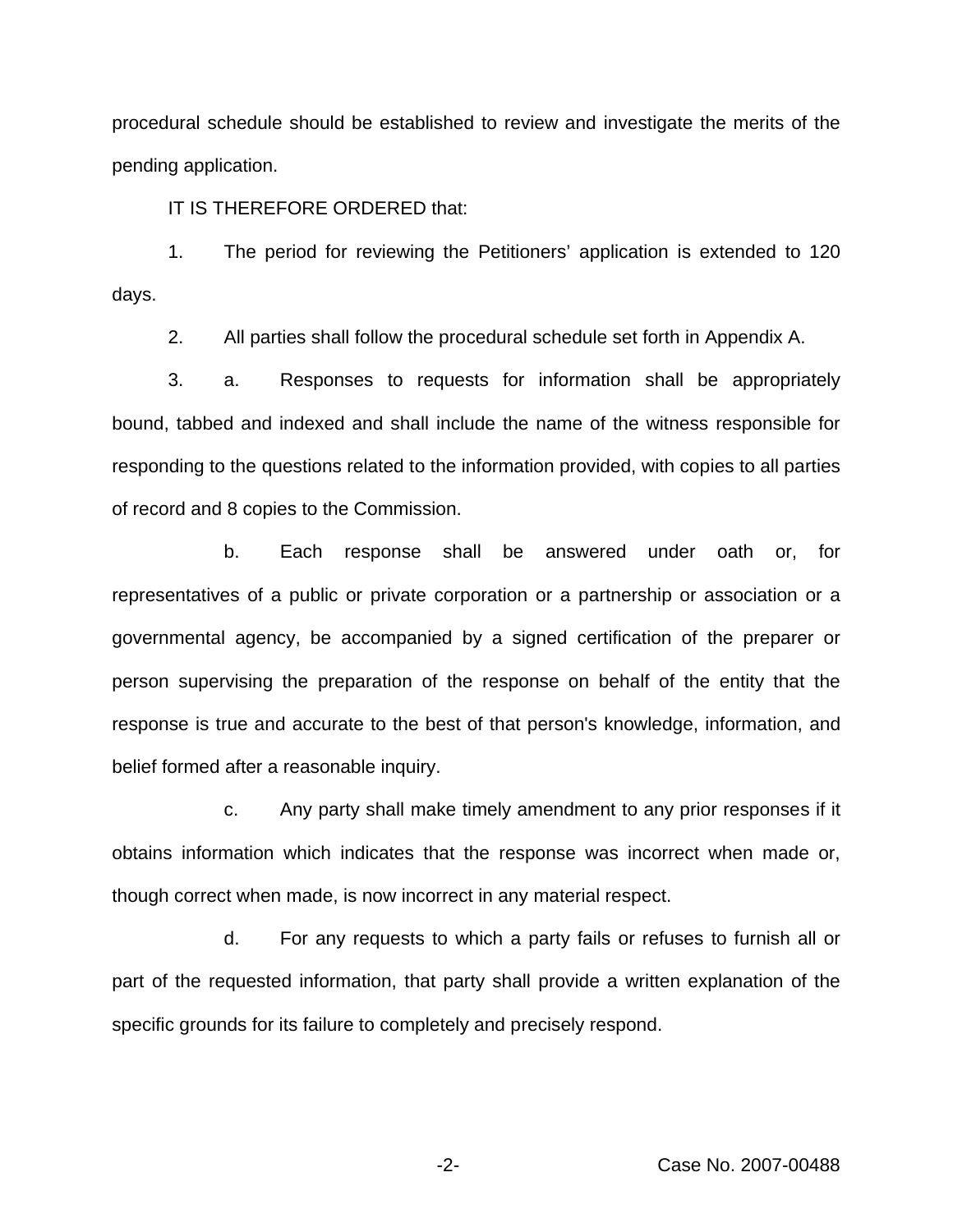procedural schedule should be established to review and investigate the merits of the pending application.

IT IS THEREFORE ORDERED that:

1. The period for reviewing the Petitioners' application is extended to 120 days.

2. All parties shall follow the procedural schedule set forth in Appendix A.

3. a. Responses to requests for information shall be appropriately bound, tabbed and indexed and shall include the name of the witness responsible for responding to the questions related to the information provided, with copies to all parties of record and 8 copies to the Commission.

b. Each response shall be answered under oath or, for representatives of a public or private corporation or a partnership or association or a governmental agency, be accompanied by a signed certification of the preparer or person supervising the preparation of the response on behalf of the entity that the response is true and accurate to the best of that person's knowledge, information, and belief formed after a reasonable inquiry.

c. Any party shall make timely amendment to any prior responses if it obtains information which indicates that the response was incorrect when made or, though correct when made, is now incorrect in any material respect.

d. For any requests to which a party fails or refuses to furnish all or part of the requested information, that party shall provide a written explanation of the specific grounds for its failure to completely and precisely respond.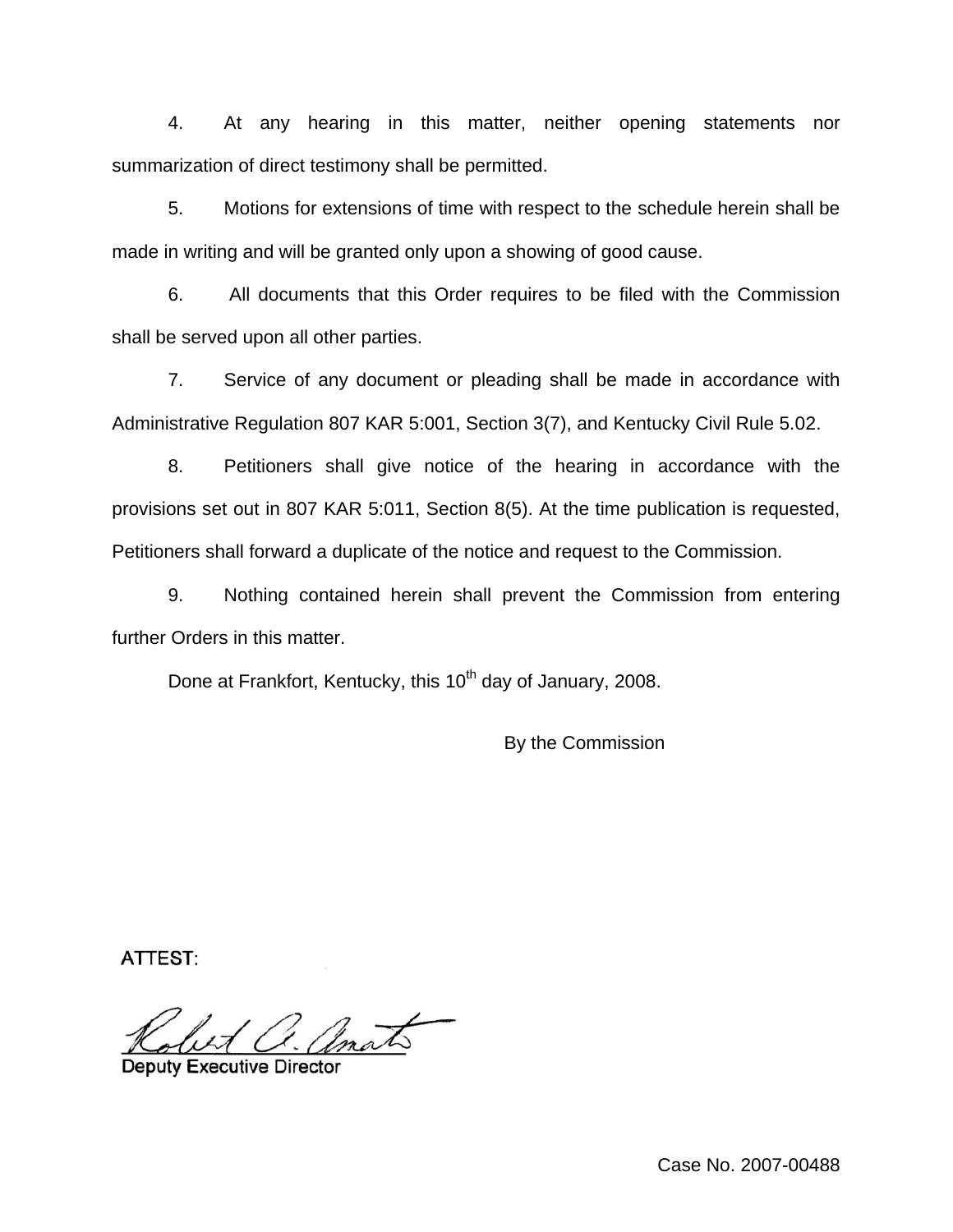4. At any hearing in this matter, neither opening statements nor summarization of direct testimony shall be permitted.

5. Motions for extensions of time with respect to the schedule herein shall be made in writing and will be granted only upon a showing of good cause.

6. All documents that this Order requires to be filed with the Commission shall be served upon all other parties.

7. Service of any document or pleading shall be made in accordance with Administrative Regulation 807 KAR 5:001, Section 3(7), and Kentucky Civil Rule 5.02.

8. Petitioners shall give notice of the hearing in accordance with the provisions set out in 807 KAR 5:011, Section 8(5). At the time publication is requested, Petitioners shall forward a duplicate of the notice and request to the Commission.

9. Nothing contained herein shall prevent the Commission from entering further Orders in this matter.

Done at Frankfort, Kentucky, this 10th day of January, 2008.

By the Commission

ATTEST:

Deputy Executive Director

Case No. 2007-00488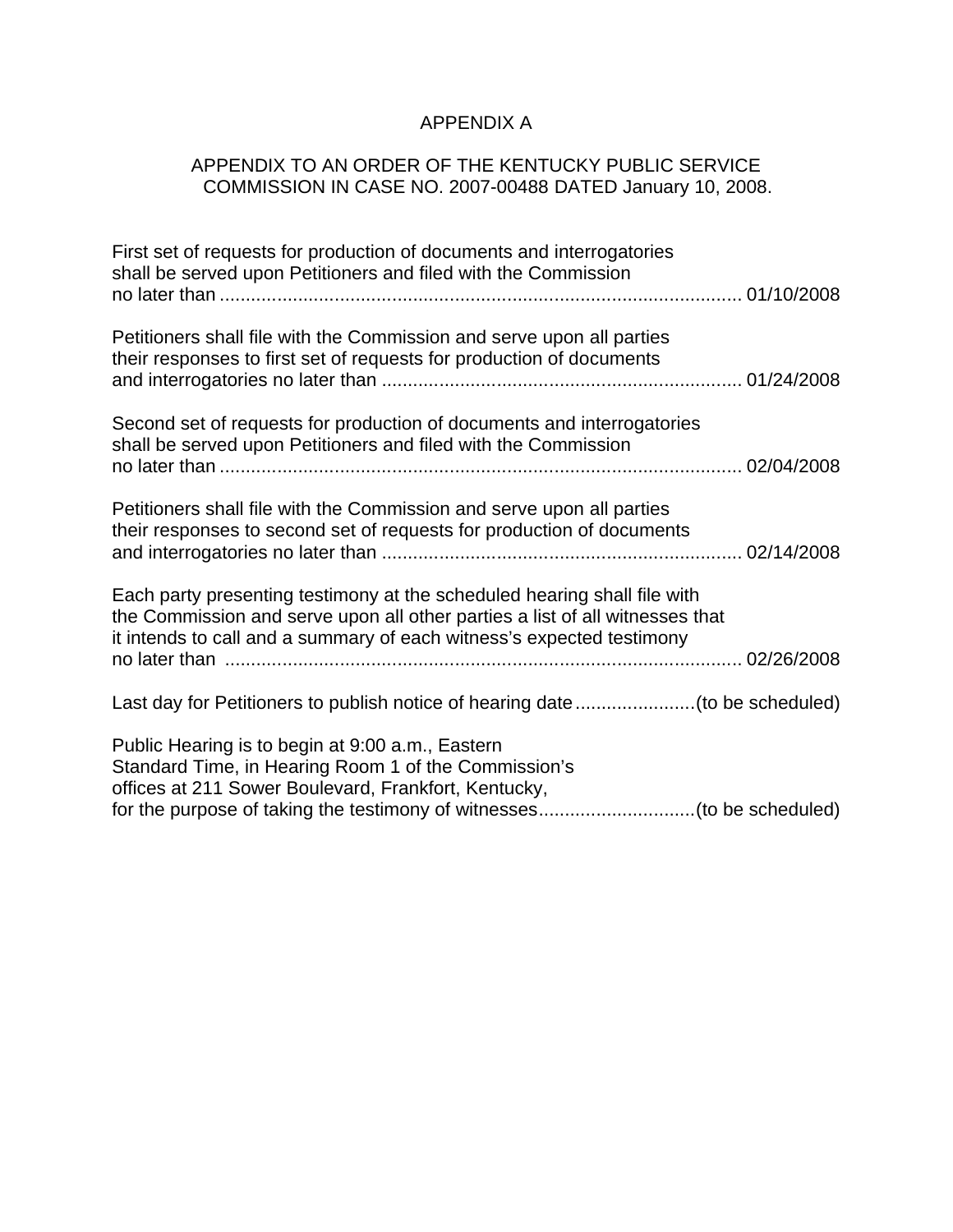APPENDIX A

APPENDIX TO AN ORDER OF THE KENTUCKY PUBLIC SERVICE COMMISSION IN CASE NO. 2007-00488 DATED January 10, 2008.

First set of requests for production of documents and interrogatories shall be served upon Petitioners and filed with the Commission no later than .................................................................................................... 01/10/2008

Petitioners shall file with the Commission and serve upon all parties their responses to first set of requests for production of documents and interrogatories no later than .................................................................... 01/24/2008

Second set of requests for production of documents and interrogatories shall be served upon Petitioners and filed with the Commission no later than .................................................................................................... 02/04/2008

Petitioners shall file with the Commission and serve upon all parties their responses to second set of requests for production of documents and interrogatories no later than .................................................................... 02/14/2008

Each party presenting testimony at the scheduled hearing shall file with the Commission and serve upon all other parties a list of all witnesses that it intends to call and a summary of each witness's expected testimony no later than .................................................................................................... 02/26/2008

Last day for Petitioners to publish notice of hearing date.......................(to be scheduled)

Public Hearing is to begin at 9:00 a.m., Eastern Standard Time, in Hearing Room 1 of the Commission's offices at 211 Sower Boulevard, Frankfort, Kentucky, for the purpose of taking the testimony of witnesses..............................(to be scheduled)